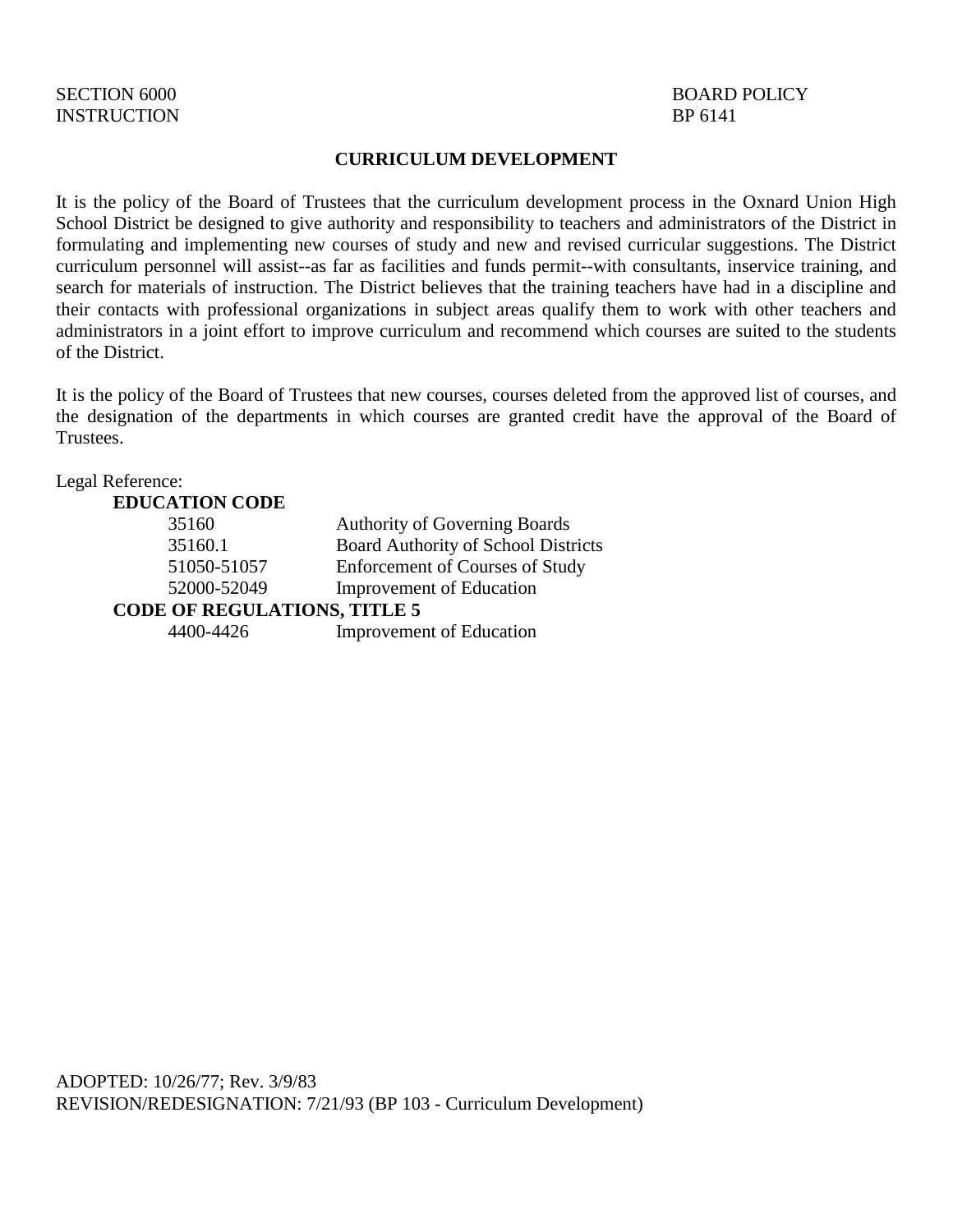SECTION 6000
INSTRUCTION

BOARD POLICY
BP 6141

# CURRICULUM DEVELOPMENT

It is the policy of the Board of Trustees that the curriculum development process in the Oxnard Union High School District be designed to give authority and responsibility to teachers and administrators of the District in formulating and implementing new courses of study and new and revised curricular suggestions. The District curriculum personnel will assist--as far as facilities and funds permit--with consultants, inservice training, and search for materials of instruction. The District believes that the training teachers have had in a discipline and their contacts with professional organizations in subject areas qualify them to work with other teachers and administrators in a joint effort to improve curriculum and recommend which courses are suited to the students of the District.

It is the policy of the Board of Trustees that new courses, courses deleted from the approved list of courses, and the designation of the departments in which courses are granted credit have the approval of the Board of Trustees.

Legal Reference:

**EDUCATION CODE**

| | |
|---|---|
| 35160 | Authority of Governing Boards |
| 35160.1 | Board Authority of School Districts |
| 51050-51057 | Enforcement of Courses of Study |
| 52000-52049 | Improvement of Education |

**CODE OF REGULATIONS, TITLE 5**

| | |
|---|---|
| 4400-4426 | Improvement of Education |

ADOPTED: 10/26/77; Rev. 3/9/83
REVISION/REDESIGNATION: 7/21/93 (BP 103 - Curriculum Development)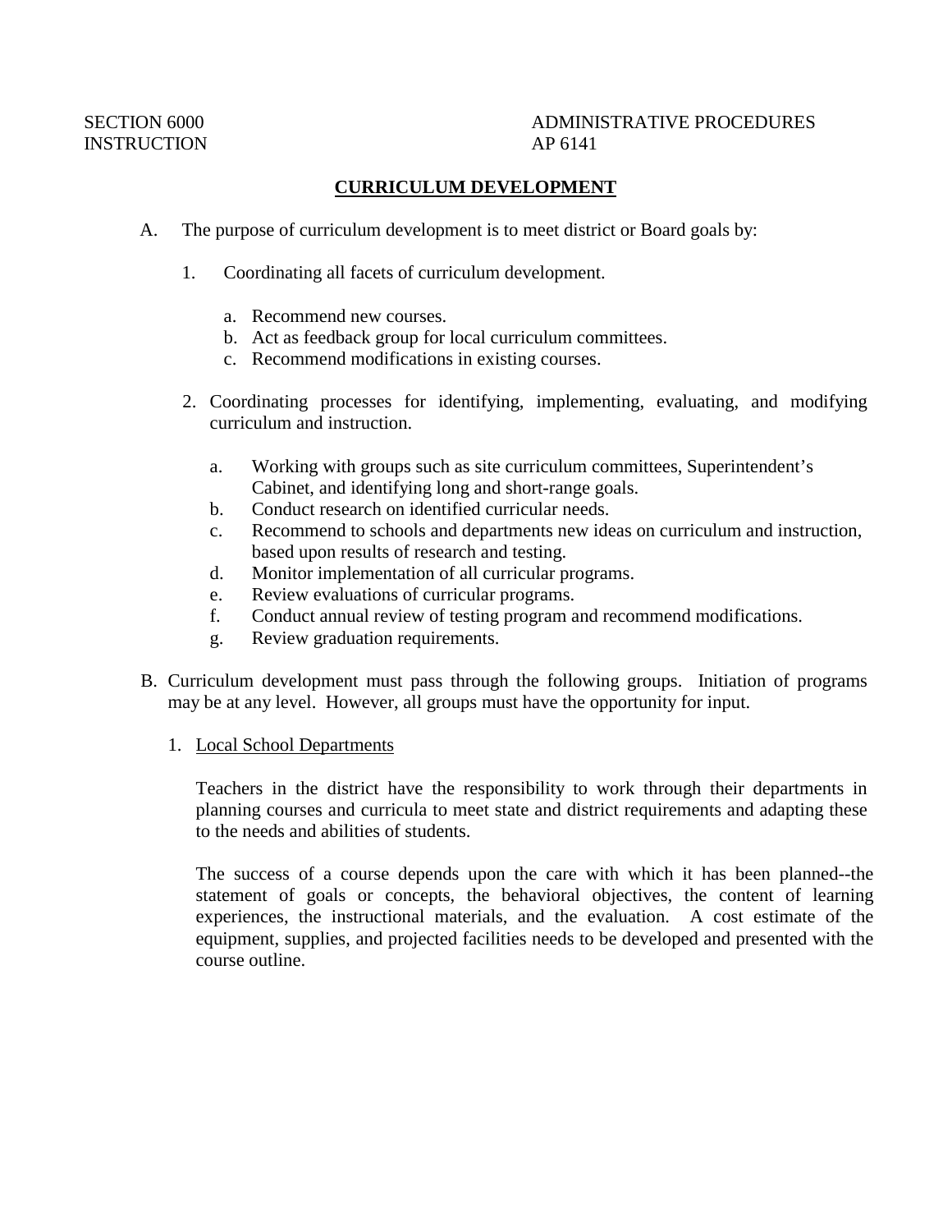SECTION 6000 ADMINISTRATIVE PROCEDURES
INSTRUCTION AP 6141

## CURRICULUM DEVELOPMENT

A. The purpose of curriculum development is to meet district or Board goals by:

   1. Coordinating all facets of curriculum development.

      a. Recommend new courses.
      b. Act as feedback group for local curriculum committees.
      c. Recommend modifications in existing courses.

   2. Coordinating processes for identifying, implementing, evaluating, and modifying curriculum and instruction.

      a. Working with groups such as site curriculum committees, Superintendent's Cabinet, and identifying long and short-range goals.
      b. Conduct research on identified curricular needs.
      c. Recommend to schools and departments new ideas on curriculum and instruction, based upon results of research and testing.
      d. Monitor implementation of all curricular programs.
      e. Review evaluations of curricular programs.
      f. Conduct annual review of testing program and recommend modifications.
      g. Review graduation requirements.

B. Curriculum development must pass through the following groups. Initiation of programs may be at any level. However, all groups must have the opportunity for input.

   1. Local School Departments

      Teachers in the district have the responsibility to work through their departments in planning courses and curricula to meet state and district requirements and adapting these to the needs and abilities of students.

      The success of a course depends upon the care with which it has been planned--the statement of goals or concepts, the behavioral objectives, the content of learning experiences, the instructional materials, and the evaluation. A cost estimate of the equipment, supplies, and projected facilities needs to be developed and presented with the course outline.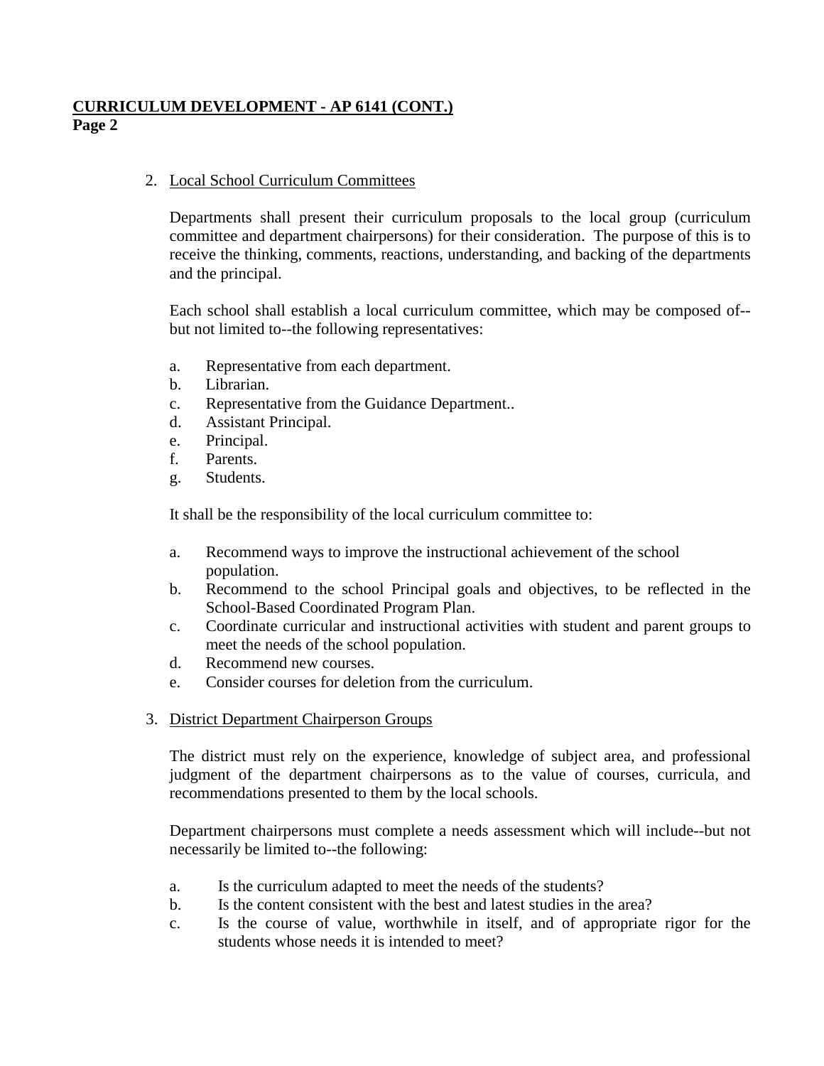2. Local School Curriculum Committees

   Departments shall present their curriculum proposals to the local group (curriculum committee and department chairpersons) for their consideration. The purpose of this is to receive the thinking, comments, reactions, understanding, and backing of the departments and the principal.

   Each school shall establish a local curriculum committee, which may be composed of--but not limited to--the following representatives:

   a. Representative from each department.
   b. Librarian.
   c. Representative from the Guidance Department..
   d. Assistant Principal.
   e. Principal.
   f. Parents.
   g. Students.

   It shall be the responsibility of the local curriculum committee to:

   a. Recommend ways to improve the instructional achievement of the school population.
   b. Recommend to the school Principal goals and objectives, to be reflected in the School-Based Coordinated Program Plan.
   c. Coordinate curricular and instructional activities with student and parent groups to meet the needs of the school population.
   d. Recommend new courses.
   e. Consider courses for deletion from the curriculum.

3. District Department Chairperson Groups

   The district must rely on the experience, knowledge of subject area, and professional judgment of the department chairpersons as to the value of courses, curricula, and recommendations presented to them by the local schools.

   Department chairpersons must complete a needs assessment which will include--but not necessarily be limited to--the following:

   a. Is the curriculum adapted to meet the needs of the students?
   b. Is the content consistent with the best and latest studies in the area?
   c. Is the course of value, worthwhile in itself, and of appropriate rigor for the students whose needs it is intended to meet?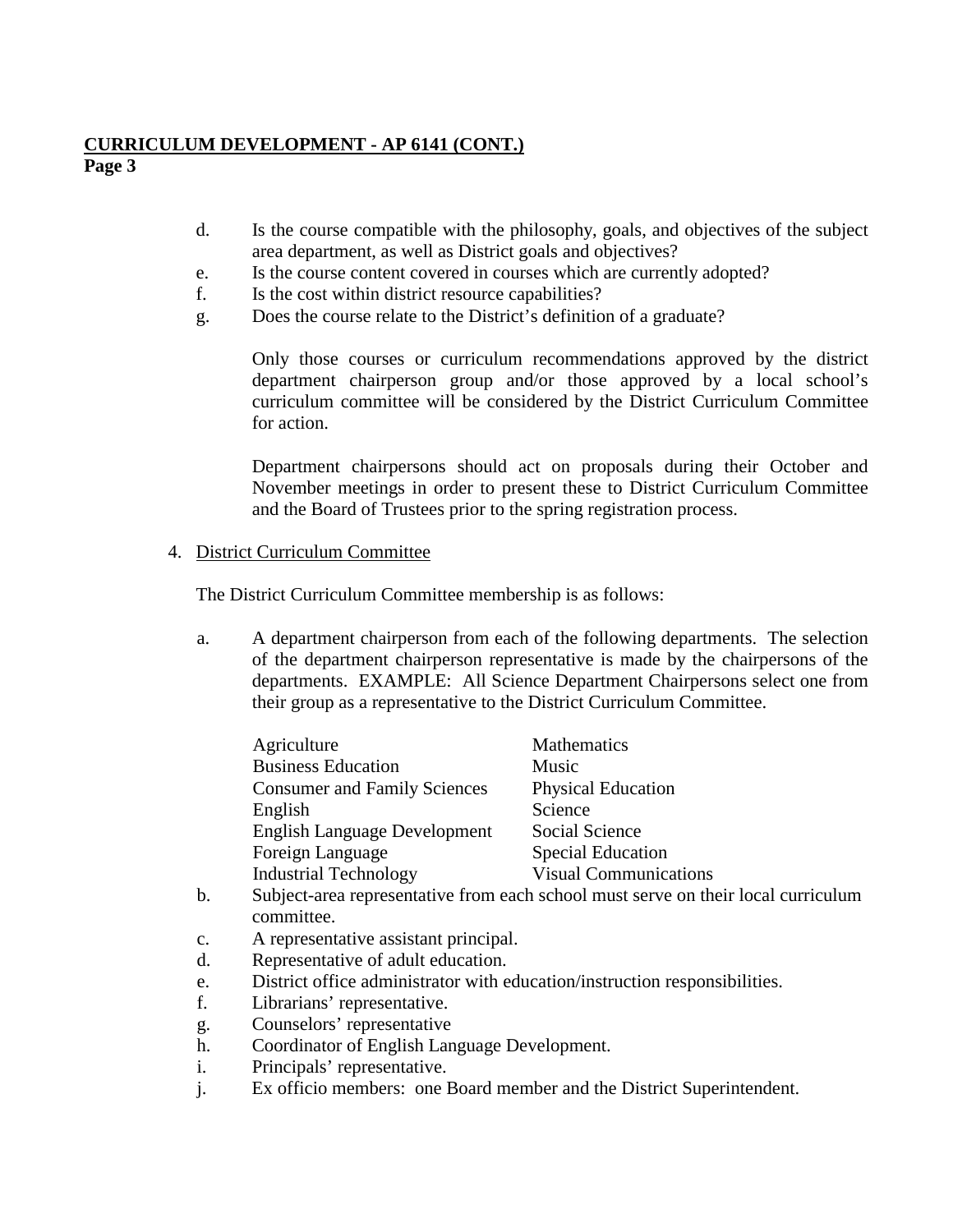**CURRICULUM DEVELOPMENT - AP 6141 (CONT.)**
**Page 3**

d. Is the course compatible with the philosophy, goals, and objectives of the subject area department, as well as District goals and objectives?

e. Is the course content covered in courses which are currently adopted?

f. Is the cost within district resource capabilities?

g. Does the course relate to the District's definition of a graduate?

Only those courses or curriculum recommendations approved by the district department chairperson group and/or those approved by a local school's curriculum committee will be considered by the District Curriculum Committee for action.

Department chairpersons should act on proposals during their October and November meetings in order to present these to District Curriculum Committee and the Board of Trustees prior to the spring registration process.

4. District Curriculum Committee

The District Curriculum Committee membership is as follows:

a. A department chairperson from each of the following departments. The selection of the department chairperson representative is made by the chairpersons of the departments. EXAMPLE: All Science Department Chairpersons select one from their group as a representative to the District Curriculum Committee.

| | |
|---|---|
| Agriculture | Mathematics |
| Business Education | Music |
| Consumer and Family Sciences | Physical Education |
| English | Science |
| English Language Development | Social Science |
| Foreign Language | Special Education |
| Industrial Technology | Visual Communications |

b. Subject-area representative from each school must serve on their local curriculum committee.

c. A representative assistant principal.

d. Representative of adult education.

e. District office administrator with education/instruction responsibilities.

f. Librarians' representative.

g. Counselors' representative

h. Coordinator of English Language Development.

i. Principals' representative.

j. Ex officio members: one Board member and the District Superintendent.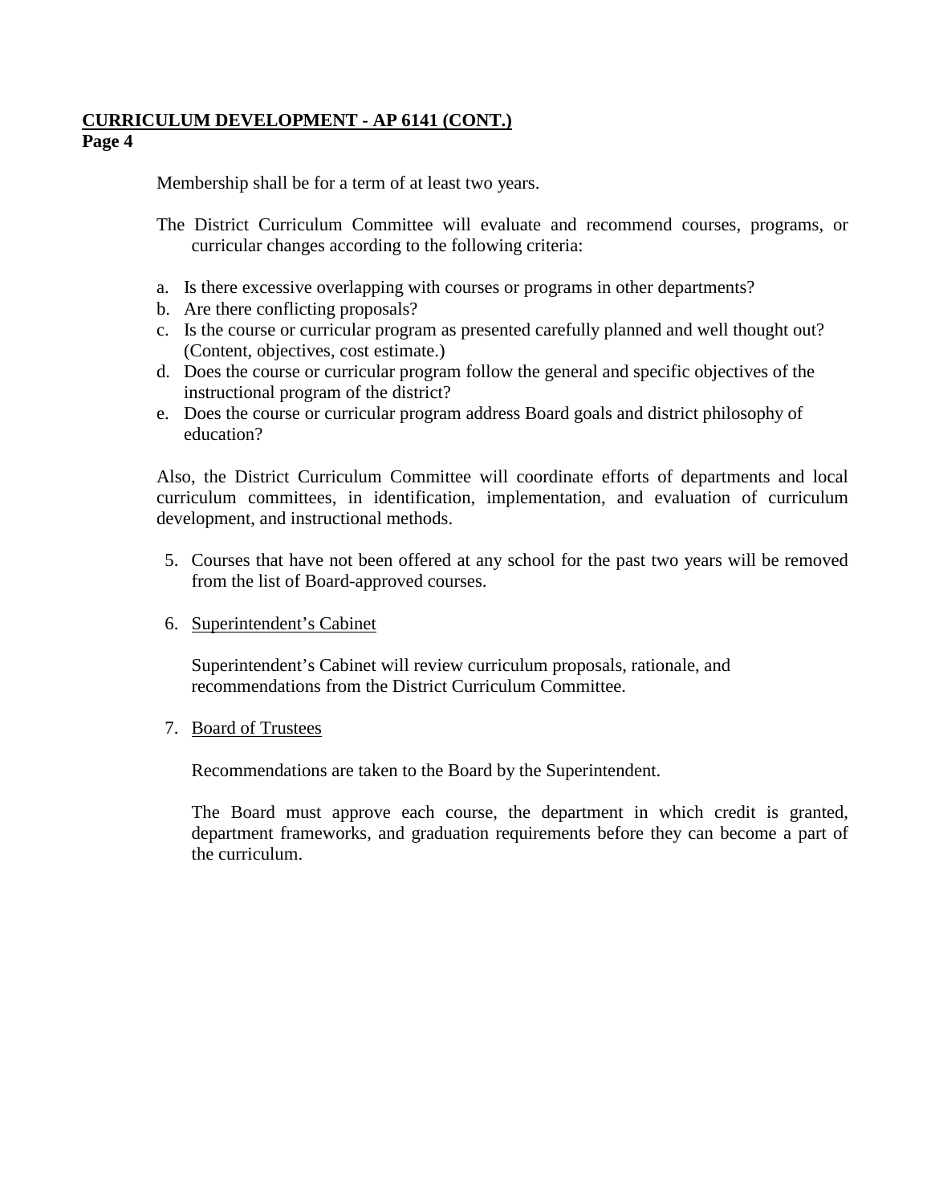Membership shall be for a term of at least two years.

The District Curriculum Committee will evaluate and recommend courses, programs, or curricular changes according to the following criteria:

a. Is there excessive overlapping with courses or programs in other departments?
b. Are there conflicting proposals?
c. Is the course or curricular program as presented carefully planned and well thought out? (Content, objectives, cost estimate.)
d. Does the course or curricular program follow the general and specific objectives of the instructional program of the district?
e. Does the course or curricular program address Board goals and district philosophy of education?

Also, the District Curriculum Committee will coordinate efforts of departments and local curriculum committees, in identification, implementation, and evaluation of curriculum development, and instructional methods.

5. Courses that have not been offered at any school for the past two years will be removed from the list of Board-approved courses.

6. Superintendent's Cabinet

   Superintendent's Cabinet will review curriculum proposals, rationale, and recommendations from the District Curriculum Committee.

7. Board of Trustees

   Recommendations are taken to the Board by the Superintendent.

   The Board must approve each course, the department in which credit is granted, department frameworks, and graduation requirements before they can become a part of the curriculum.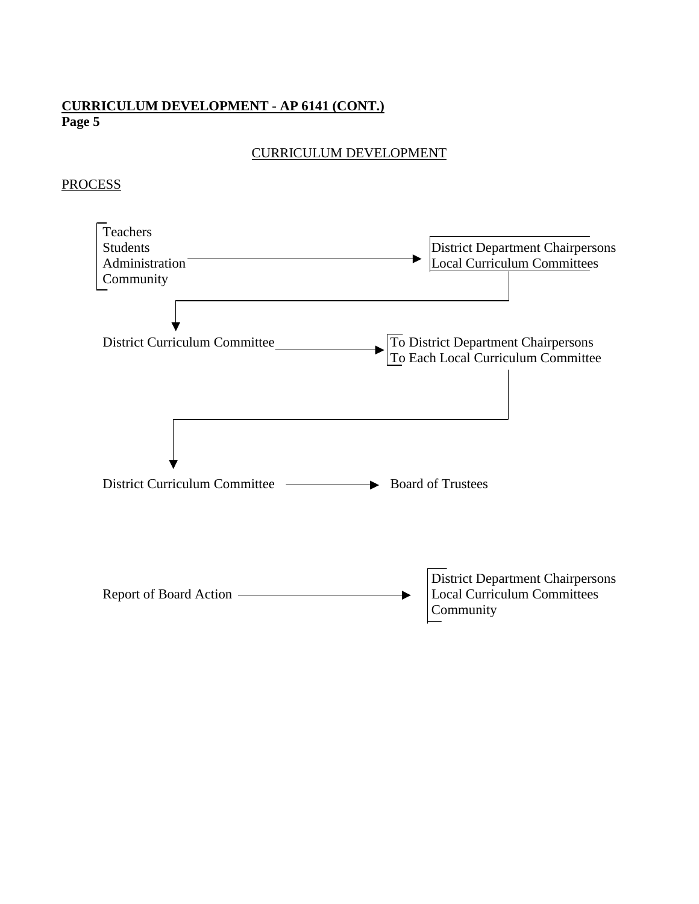**CURRICULUM DEVELOPMENT - AP 6141 (CONT.)**
**Page 5**

CURRICULUM DEVELOPMENT

PROCESS

Teachers
Students
Administration
Community

District Department Chairpersons
Local Curriculum Committees

District Curriculum Committee

To District Department Chairpersons
To Each Local Curriculum Committee

District Curriculum Committee

Board of Trustees

Report of Board Action

District Department Chairpersons
Local Curriculum Committees
Community